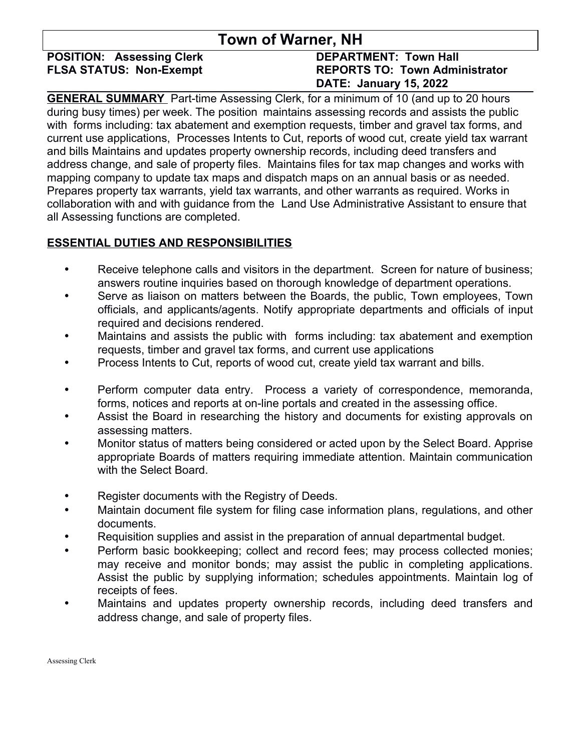# Town of Warner, NH

**POSITION: Assessing Clerk**
**FLSA STATUS: Non-Exempt**

**DEPARTMENT: Town Hall**
**REPORTS TO: Town Administrator**
**DATE: January 15, 2022**

**GENERAL SUMMARY** Part-time Assessing Clerk, for a minimum of 10 (and up to 20 hours during busy times) per week. The position maintains assessing records and assists the public with forms including: tax abatement and exemption requests, timber and gravel tax forms, and current use applications, Processes Intents to Cut, reports of wood cut, create yield tax warrant and bills Maintains and updates property ownership records, including deed transfers and address change, and sale of property files. Maintains files for tax map changes and works with mapping company to update tax maps and dispatch maps on an annual basis or as needed. Prepares property tax warrants, yield tax warrants, and other warrants as required. Works in collaboration with and with guidance from the Land Use Administrative Assistant to ensure that all Assessing functions are completed.

## ESSENTIAL DUTIES AND RESPONSIBILITIES

- Receive telephone calls and visitors in the department. Screen for nature of business; answers routine inquiries based on thorough knowledge of department operations.
- Serve as liaison on matters between the Boards, the public, Town employees, Town officials, and applicants/agents. Notify appropriate departments and officials of input required and decisions rendered.
- Maintains and assists the public with forms including: tax abatement and exemption requests, timber and gravel tax forms, and current use applications
- Process Intents to Cut, reports of wood cut, create yield tax warrant and bills.
- Perform computer data entry. Process a variety of correspondence, memoranda, forms, notices and reports at on-line portals and created in the assessing office.
- Assist the Board in researching the history and documents for existing approvals on assessing matters.
- Monitor status of matters being considered or acted upon by the Select Board. Apprise appropriate Boards of matters requiring immediate attention. Maintain communication with the Select Board.
- Register documents with the Registry of Deeds.
- Maintain document file system for filing case information plans, regulations, and other documents.
- Requisition supplies and assist in the preparation of annual departmental budget.
- Perform basic bookkeeping; collect and record fees; may process collected monies; may receive and monitor bonds; may assist the public in completing applications. Assist the public by supplying information; schedules appointments. Maintain log of receipts of fees.
- Maintains and updates property ownership records, including deed transfers and address change, and sale of property files.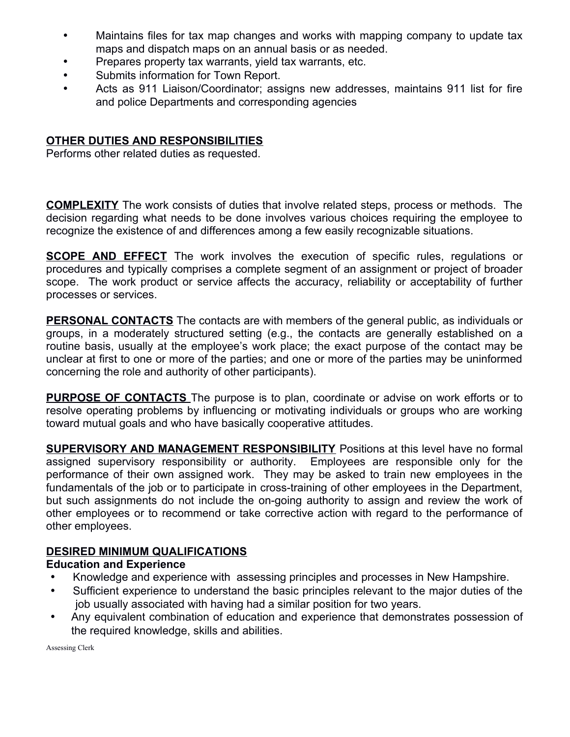- Maintains files for tax map changes and works with mapping company to update tax maps and dispatch maps on an annual basis or as needed.
- Prepares property tax warrants, yield tax warrants, etc.
- Submits information for Town Report.
- Acts as 911 Liaison/Coordinator; assigns new addresses, maintains 911 list for fire and police Departments and corresponding agencies

## OTHER DUTIES AND RESPONSIBILITIES

Performs other related duties as requested.

**COMPLEXITY** The work consists of duties that involve related steps, process or methods. The decision regarding what needs to be done involves various choices requiring the employee to recognize the existence of and differences among a few easily recognizable situations.

**SCOPE AND EFFECT** The work involves the execution of specific rules, regulations or procedures and typically comprises a complete segment of an assignment or project of broader scope. The work product or service affects the accuracy, reliability or acceptability of further processes or services.

**PERSONAL CONTACTS** The contacts are with members of the general public, as individuals or groups, in a moderately structured setting (e.g., the contacts are generally established on a routine basis, usually at the employee's work place; the exact purpose of the contact may be unclear at first to one or more of the parties; and one or more of the parties may be uninformed concerning the role and authority of other participants).

**PURPOSE OF CONTACTS** The purpose is to plan, coordinate or advise on work efforts or to resolve operating problems by influencing or motivating individuals or groups who are working toward mutual goals and who have basically cooperative attitudes.

**SUPERVISORY AND MANAGEMENT RESPONSIBILITY** Positions at this level have no formal assigned supervisory responsibility or authority. Employees are responsible only for the performance of their own assigned work. They may be asked to train new employees in the fundamentals of the job or to participate in cross-training of other employees in the Department, but such assignments do not include the on-going authority to assign and review the work of other employees or to recommend or take corrective action with regard to the performance of other employees.

## DESIRED MINIMUM QUALIFICATIONS

### Education and Experience

- Knowledge and experience with assessing principles and processes in New Hampshire.
- Sufficient experience to understand the basic principles relevant to the major duties of the job usually associated with having had a similar position for two years.
- Any equivalent combination of education and experience that demonstrates possession of the required knowledge, skills and abilities.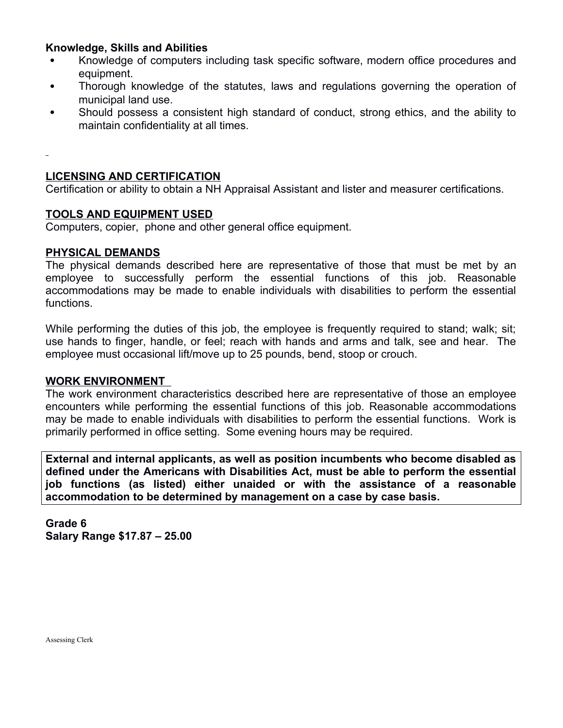**Knowledge, Skills and Abilities**

- Knowledge of computers including task specific software, modern office procedures and equipment.
- Thorough knowledge of the statutes, laws and regulations governing the operation of municipal land use.
- Should possess a consistent high standard of conduct, strong ethics, and the ability to maintain confidentiality at all times.

**LICENSING AND CERTIFICATION**

Certification or ability to obtain a NH Appraisal Assistant and lister and measurer certifications.

**TOOLS AND EQUIPMENT USED**

Computers, copier, phone and other general office equipment.

**PHYSICAL DEMANDS**

The physical demands described here are representative of those that must be met by an employee to successfully perform the essential functions of this job. Reasonable accommodations may be made to enable individuals with disabilities to perform the essential functions.

While performing the duties of this job, the employee is frequently required to stand; walk; sit; use hands to finger, handle, or feel; reach with hands and arms and talk, see and hear. The employee must occasional lift/move up to 25 pounds, bend, stoop or crouch.

**WORK ENVIRONMENT**

The work environment characteristics described here are representative of those an employee encounters while performing the essential functions of this job. Reasonable accommodations may be made to enable individuals with disabilities to perform the essential functions. Work is primarily performed in office setting. Some evening hours may be required.

**External and internal applicants, as well as position incumbents who become disabled as defined under the Americans with Disabilities Act, must be able to perform the essential job functions (as listed) either unaided or with the assistance of a reasonable accommodation to be determined by management on a case by case basis.**

**Grade 6**
**Salary Range $17.87 – 25.00**